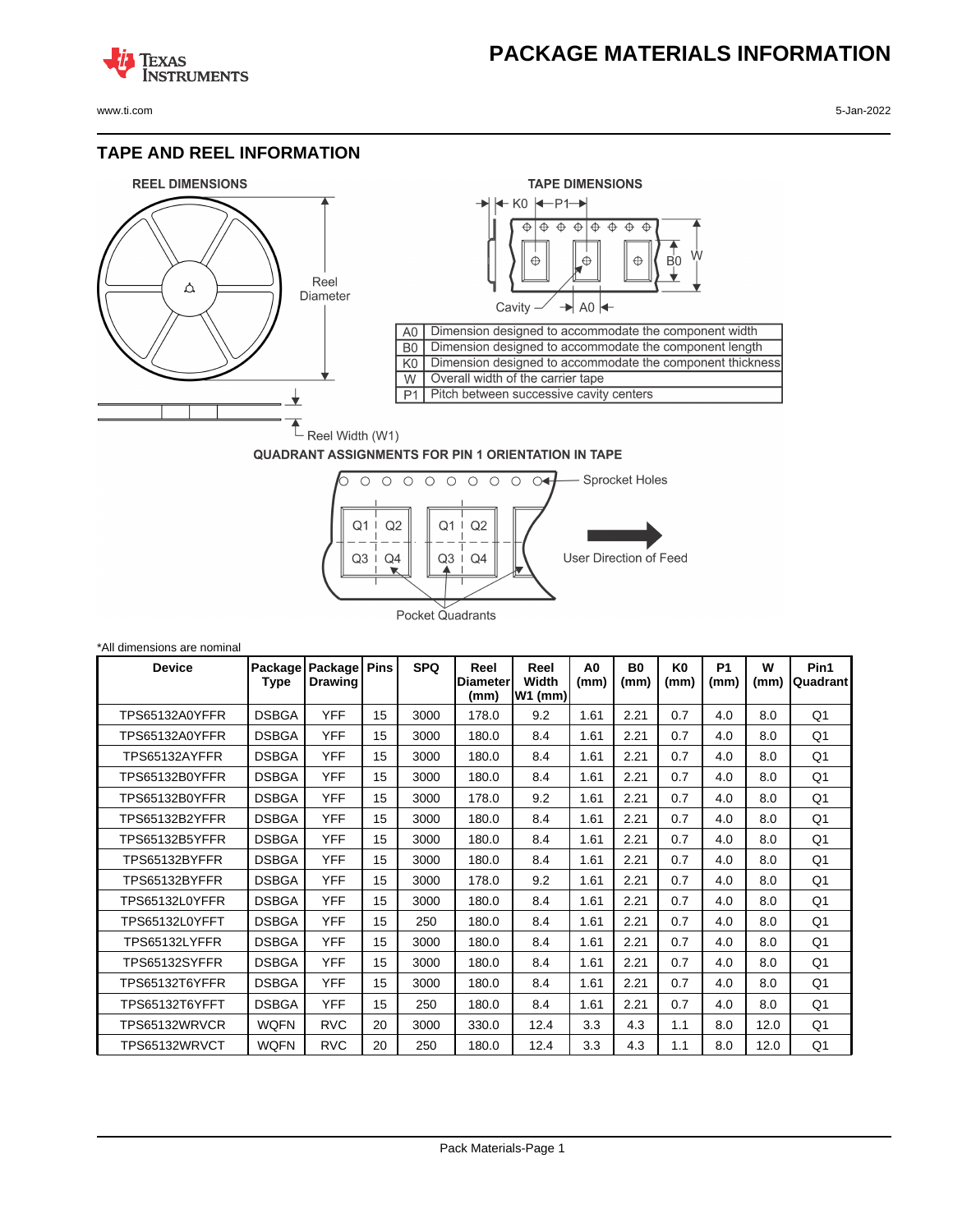# PACKAGE MATERIALS INFORMATION

## TAPE AND REEL INFORMATION

REEL DIMENSIONS

TAPE DIMENSIONS

| | |
|---|---|
| A0 | Dimension designed to accommodate the component width |
| B0 | Dimension designed to accommodate the component length |
| K0 | Dimension designed to accommodate the component thickness |
| W | Overall width of the carrier tape |
| P1 | Pitch between successive cavity centers |

QUADRANT ASSIGNMENTS FOR PIN 1 ORIENTATION IN TAPE

*All dimensions are nominal

| Device | Package Type | Package Drawing | Pins | SPQ | Reel Diameter (mm) | Reel Width W1 (mm) | A0 (mm) | B0 (mm) | K0 (mm) | P1 (mm) | W (mm) | Pin1 Quadrant |
|---|---|---|---|---|---|---|---|---|---|---|---|---|
| TPS65132A0YFFR | DSBGA | YFF | 15 | 3000 | 178.0 | 9.2 | 1.61 | 2.21 | 0.7 | 4.0 | 8.0 | Q1 |
| TPS65132A0YFFR | DSBGA | YFF | 15 | 3000 | 180.0 | 8.4 | 1.61 | 2.21 | 0.7 | 4.0 | 8.0 | Q1 |
| TPS65132AYFFR | DSBGA | YFF | 15 | 3000 | 180.0 | 8.4 | 1.61 | 2.21 | 0.7 | 4.0 | 8.0 | Q1 |
| TPS65132B0YFFR | DSBGA | YFF | 15 | 3000 | 180.0 | 8.4 | 1.61 | 2.21 | 0.7 | 4.0 | 8.0 | Q1 |
| TPS65132B0YFFR | DSBGA | YFF | 15 | 3000 | 178.0 | 9.2 | 1.61 | 2.21 | 0.7 | 4.0 | 8.0 | Q1 |
| TPS65132B2YFFR | DSBGA | YFF | 15 | 3000 | 180.0 | 8.4 | 1.61 | 2.21 | 0.7 | 4.0 | 8.0 | Q1 |
| TPS65132B5YFFR | DSBGA | YFF | 15 | 3000 | 180.0 | 8.4 | 1.61 | 2.21 | 0.7 | 4.0 | 8.0 | Q1 |
| TPS65132BYFFR | DSBGA | YFF | 15 | 3000 | 180.0 | 8.4 | 1.61 | 2.21 | 0.7 | 4.0 | 8.0 | Q1 |
| TPS65132BYFFR | DSBGA | YFF | 15 | 3000 | 178.0 | 9.2 | 1.61 | 2.21 | 0.7 | 4.0 | 8.0 | Q1 |
| TPS65132L0YFFR | DSBGA | YFF | 15 | 3000 | 180.0 | 8.4 | 1.61 | 2.21 | 0.7 | 4.0 | 8.0 | Q1 |
| TPS65132L0YFFT | DSBGA | YFF | 15 | 250 | 180.0 | 8.4 | 1.61 | 2.21 | 0.7 | 4.0 | 8.0 | Q1 |
| TPS65132LYFFR | DSBGA | YFF | 15 | 3000 | 180.0 | 8.4 | 1.61 | 2.21 | 0.7 | 4.0 | 8.0 | Q1 |
| TPS65132SYFFR | DSBGA | YFF | 15 | 3000 | 180.0 | 8.4 | 1.61 | 2.21 | 0.7 | 4.0 | 8.0 | Q1 |
| TPS65132T6YFFR | DSBGA | YFF | 15 | 3000 | 180.0 | 8.4 | 1.61 | 2.21 | 0.7 | 4.0 | 8.0 | Q1 |
| TPS65132T6YFFT | DSBGA | YFF | 15 | 250 | 180.0 | 8.4 | 1.61 | 2.21 | 0.7 | 4.0 | 8.0 | Q1 |
| TPS65132WRVCR | WQFN | RVC | 20 | 3000 | 330.0 | 12.4 | 3.3 | 4.3 | 1.1 | 8.0 | 12.0 | Q1 |
| TPS65132WRVCT | WQFN | RVC | 20 | 250 | 180.0 | 12.4 | 3.3 | 4.3 | 1.1 | 8.0 | 12.0 | Q1 |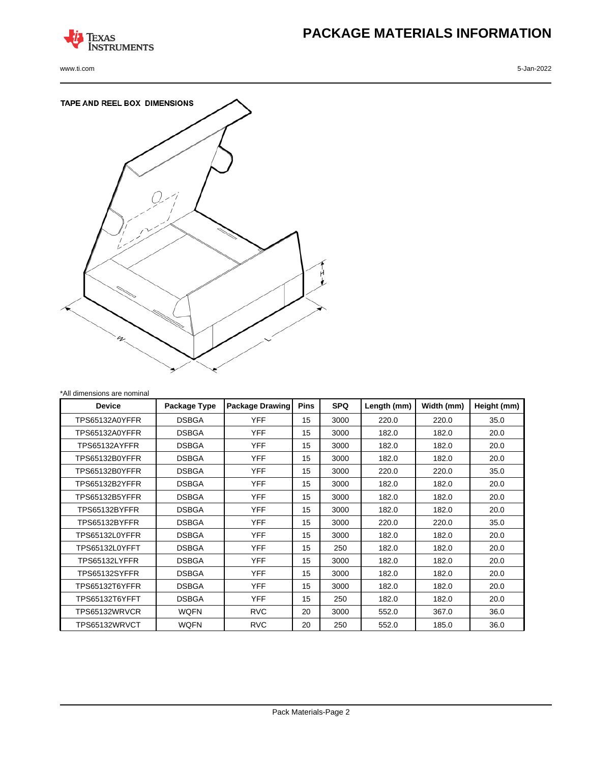# PACKAGE MATERIALS INFORMATION

## TAPE AND REEL BOX DIMENSIONS

*All dimensions are nominal

| Device | Package Type | Package Drawing | Pins | SPQ | Length (mm) | Width (mm) | Height (mm) |
|---|---|---|---|---|---|---|---|
| TPS65132A0YFFR | DSBGA | YFF | 15 | 3000 | 220.0 | 220.0 | 35.0 |
| TPS65132A0YFFR | DSBGA | YFF | 15 | 3000 | 182.0 | 182.0 | 20.0 |
| TPS65132AYFFR | DSBGA | YFF | 15 | 3000 | 182.0 | 182.0 | 20.0 |
| TPS65132B0YFFR | DSBGA | YFF | 15 | 3000 | 182.0 | 182.0 | 20.0 |
| TPS65132B0YFFR | DSBGA | YFF | 15 | 3000 | 220.0 | 220.0 | 35.0 |
| TPS65132B2YFFR | DSBGA | YFF | 15 | 3000 | 182.0 | 182.0 | 20.0 |
| TPS65132B5YFFR | DSBGA | YFF | 15 | 3000 | 182.0 | 182.0 | 20.0 |
| TPS65132BYFFR | DSBGA | YFF | 15 | 3000 | 182.0 | 182.0 | 20.0 |
| TPS65132BYFFR | DSBGA | YFF | 15 | 3000 | 220.0 | 220.0 | 35.0 |
| TPS65132L0YFFR | DSBGA | YFF | 15 | 3000 | 182.0 | 182.0 | 20.0 |
| TPS65132L0YFFT | DSBGA | YFF | 15 | 250 | 182.0 | 182.0 | 20.0 |
| TPS65132LYFFR | DSBGA | YFF | 15 | 3000 | 182.0 | 182.0 | 20.0 |
| TPS65132SYFFR | DSBGA | YFF | 15 | 3000 | 182.0 | 182.0 | 20.0 |
| TPS65132T6YFFR | DSBGA | YFF | 15 | 3000 | 182.0 | 182.0 | 20.0 |
| TPS65132T6YFFT | DSBGA | YFF | 15 | 250 | 182.0 | 182.0 | 20.0 |
| TPS65132WRVCR | WQFN | RVC | 20 | 3000 | 552.0 | 367.0 | 36.0 |
| TPS65132WRVCT | WQFN | RVC | 20 | 250 | 552.0 | 185.0 | 36.0 |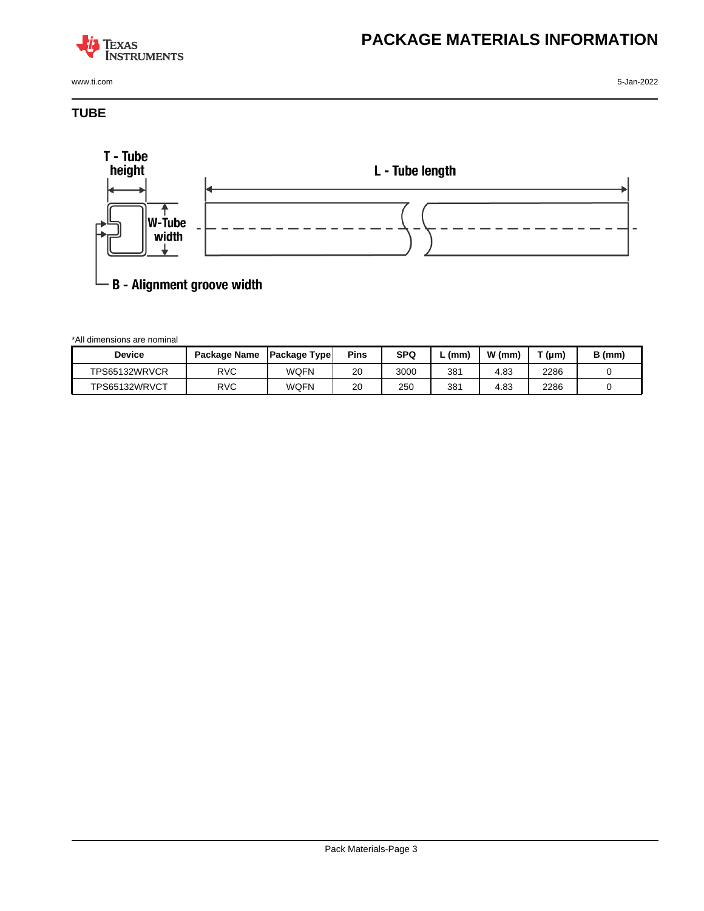## TUBE

T - Tube height

L - Tube length

W-Tube width

B - Alignment groove width

*All dimensions are nominal

| Device | Package Name | Package Type | Pins | SPQ | L (mm) | W (mm) | T (µm) | B (mm) |
|---|---|---|---|---|---|---|---|---|
| TPS65132WRVCR | RVC | WQFN | 20 | 3000 | 381 | 4.83 | 2286 | 0 |
| TPS65132WRVCT | RVC | WQFN | 20 | 250 | 381 | 4.83 | 2286 | 0 |